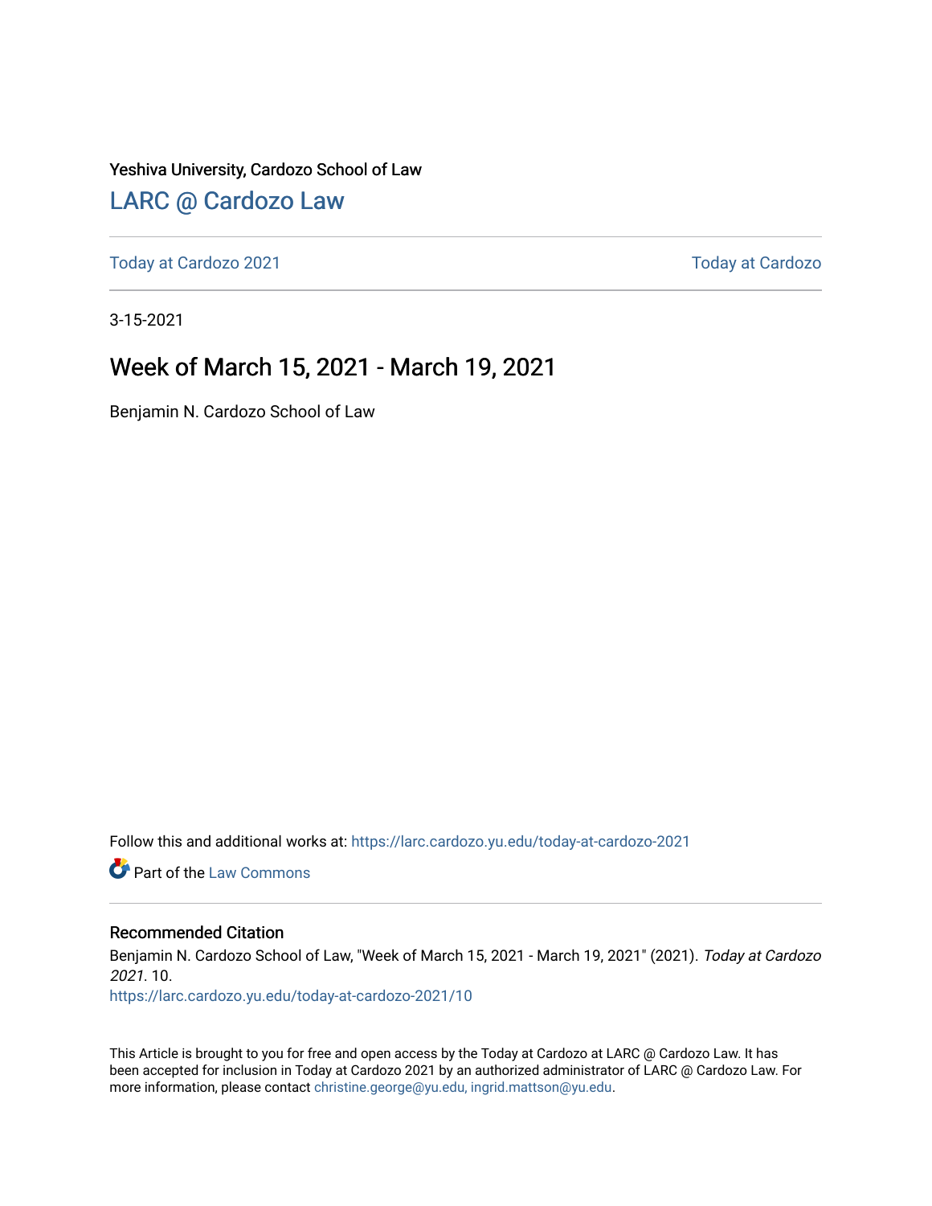Yeshiva University, Cardozo School of Law

[LARC @ Cardozo Law](https://larc.cardozo.yu.edu/)

[Today at Cardozo 2021](https://larc.cardozo.yu.edu/today-at-cardozo-2021) [Today at Cardozo](https://larc.cardozo.yu.edu/today-at-cardozo)

3-15-2021

# Week of March 15, 2021 - March 19, 2021

Benjamin N. Cardozo School of Law

Follow this and additional works at: https://larc.cardozo.yu.edu/today-at-cardozo-2021

Part of the [Law Commons](https://network.bepress.com/hgg/discipline/578)

### Recommended Citation

Benjamin N. Cardozo School of Law, "Week of March 15, 2021 - March 19, 2021" (2021). *Today at Cardozo 2021*. 10.
https://larc.cardozo.yu.edu/today-at-cardozo-2021/10

This Article is brought to you for free and open access by the Today at Cardozo at LARC @ Cardozo Law. It has been accepted for inclusion in Today at Cardozo 2021 by an authorized administrator of LARC @ Cardozo Law. For more information, please contact christine.george@yu.edu, ingrid.mattson@yu.edu.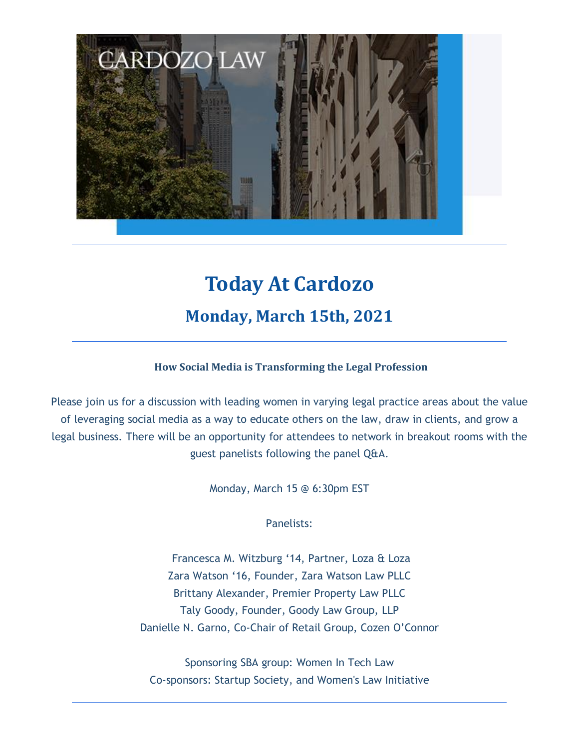# Today At Cardozo

## Monday, March 15th, 2021

**How Social Media is Transforming the Legal Profession**

Please join us for a discussion with leading women in varying legal practice areas about the value of leveraging social media as a way to educate others on the law, draw in clients, and grow a legal business. There will be an opportunity for attendees to network in breakout rooms with the guest panelists following the panel Q&A.

Monday, March 15 @ 6:30pm EST

Panelists:

Francesca M. Witzburg ‘14, Partner, Loza & Loza
Zara Watson ‘16, Founder, Zara Watson Law PLLC
Brittany Alexander, Premier Property Law PLLC
Taly Goody, Founder, Goody Law Group, LLP
Danielle N. Garno, Co-Chair of Retail Group, Cozen O’Connor

Sponsoring SBA group: Women In Tech Law
Co-sponsors: Startup Society, and Women's Law Initiative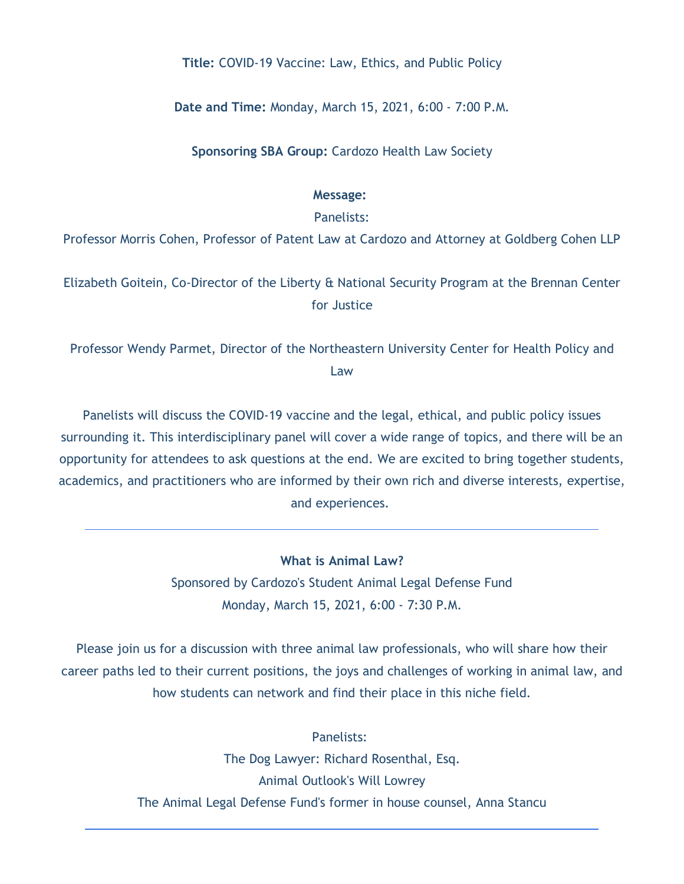**Title:** COVID-19 Vaccine: Law, Ethics, and Public Policy

**Date and Time:** Monday, March 15, 2021, 6:00 - 7:00 P.M.

**Sponsoring SBA Group:** Cardozo Health Law Society

**Message:**

Panelists:

Professor Morris Cohen, Professor of Patent Law at Cardozo and Attorney at Goldberg Cohen LLP

Elizabeth Goitein, Co-Director of the Liberty & National Security Program at the Brennan Center for Justice

Professor Wendy Parmet, Director of the Northeastern University Center for Health Policy and Law

Panelists will discuss the COVID-19 vaccine and the legal, ethical, and public policy issues surrounding it. This interdisciplinary panel will cover a wide range of topics, and there will be an opportunity for attendees to ask questions at the end. We are excited to bring together students, academics, and practitioners who are informed by their own rich and diverse interests, expertise, and experiences.

---

**What is Animal Law?**

Sponsored by Cardozo's Student Animal Legal Defense Fund

Monday, March 15, 2021, 6:00 - 7:30 P.M.

Please join us for a discussion with three animal law professionals, who will share how their career paths led to their current positions, the joys and challenges of working in animal law, and how students can network and find their place in this niche field.

Panelists:

The Dog Lawyer: Richard Rosenthal, Esq.

Animal Outlook's Will Lowrey

The Animal Legal Defense Fund's former in house counsel, Anna Stancu

---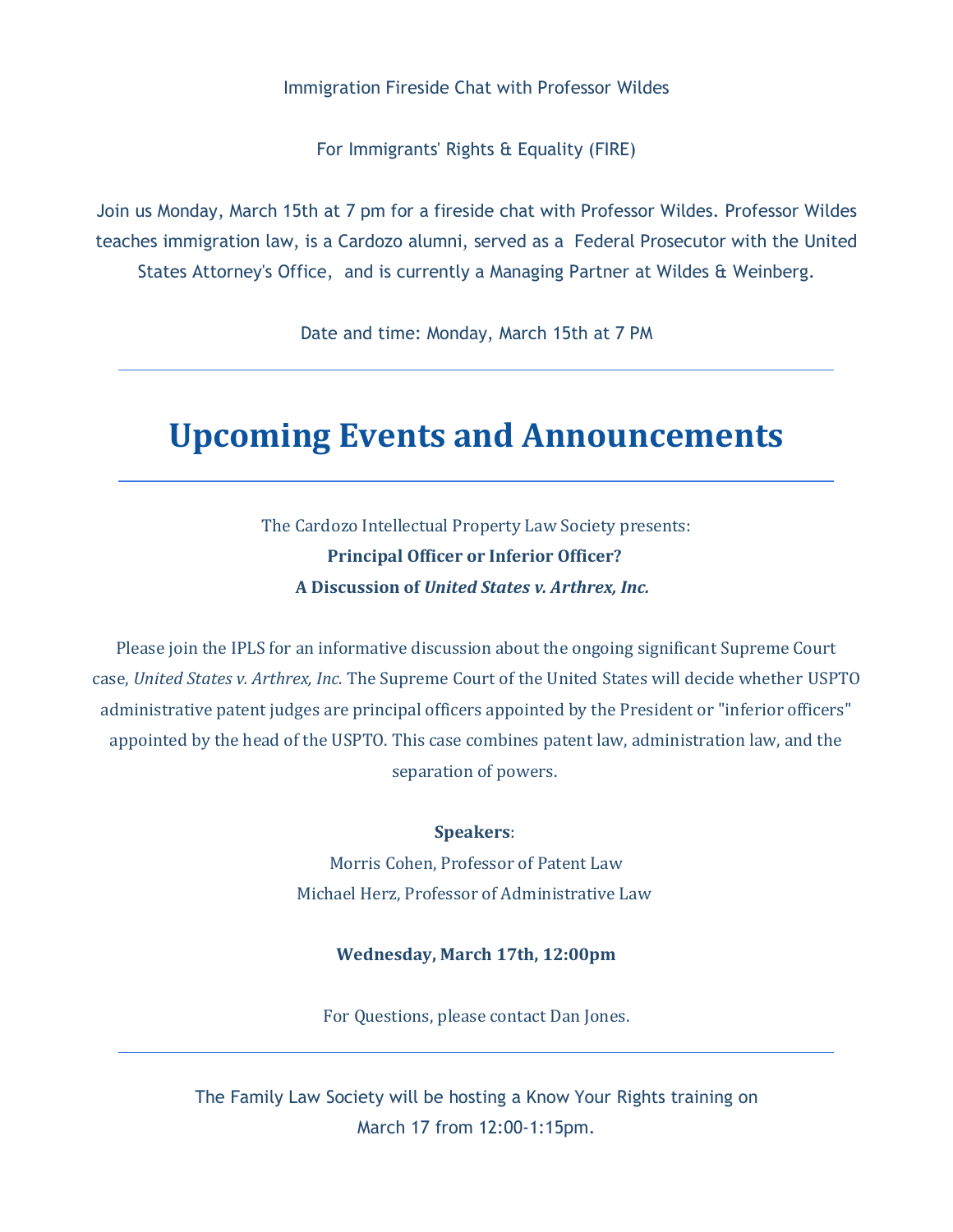Immigration Fireside Chat with Professor Wildes

For Immigrants' Rights & Equality (FIRE)

Join us Monday, March 15th at 7 pm for a fireside chat with Professor Wildes. Professor Wildes teaches immigration law, is a Cardozo alumni, served as a Federal Prosecutor with the United States Attorney's Office, and is currently a Managing Partner at Wildes & Weinberg.

Date and time: Monday, March 15th at 7 PM

---

# Upcoming Events and Announcements

---

The Cardozo Intellectual Property Law Society presents:

**Principal Officer or Inferior Officer?**

**A Discussion of *United States v. Arthrex, Inc.***

Please join the IPLS for an informative discussion about the ongoing significant Supreme Court case, *United States v. Arthrex, Inc.* The Supreme Court of the United States will decide whether USPTO administrative patent judges are principal officers appointed by the President or "inferior officers" appointed by the head of the USPTO. This case combines patent law, administration law, and the separation of powers.

**Speakers**:

Morris Cohen, Professor of Patent Law

Michael Herz, Professor of Administrative Law

**Wednesday, March 17th, 12:00pm**

For Questions, please contact Dan Jones.

---

The Family Law Society will be hosting a Know Your Rights training on March 17 from 12:00-1:15pm.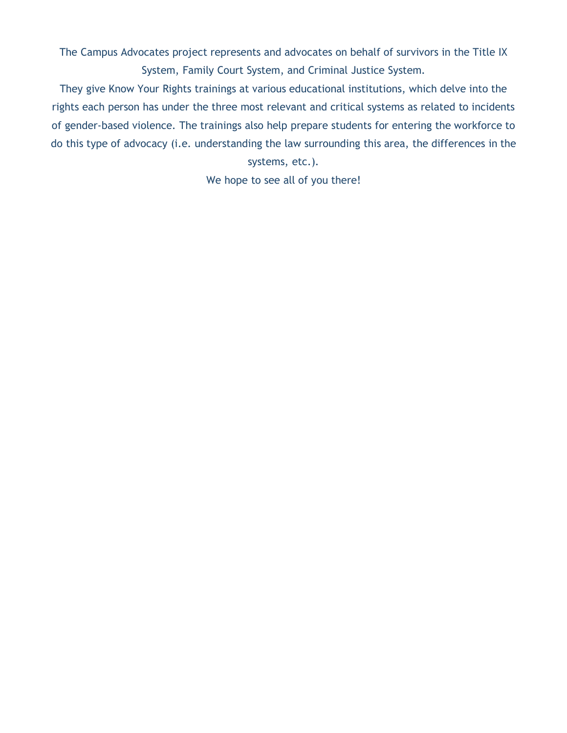The Campus Advocates project represents and advocates on behalf of survivors in the Title IX System, Family Court System, and Criminal Justice System.

They give Know Your Rights trainings at various educational institutions, which delve into the rights each person has under the three most relevant and critical systems as related to incidents of gender-based violence. The trainings also help prepare students for entering the workforce to do this type of advocacy (i.e. understanding the law surrounding this area, the differences in the systems, etc.).

We hope to see all of you there!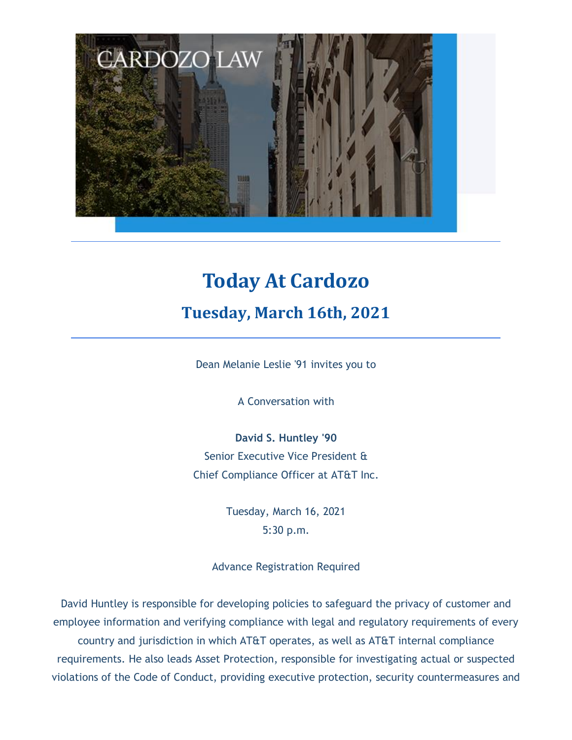# Today At Cardozo

## Tuesday, March 16th, 2021

Dean Melanie Leslie '91 invites you to

A Conversation with

**David S. Huntley '90**
Senior Executive Vice President &
Chief Compliance Officer at AT&T Inc.

Tuesday, March 16, 2021
5:30 p.m.

Advance Registration Required

David Huntley is responsible for developing policies to safeguard the privacy of customer and employee information and verifying compliance with legal and regulatory requirements of every country and jurisdiction in which AT&T operates, as well as AT&T internal compliance requirements. He also leads Asset Protection, responsible for investigating actual or suspected violations of the Code of Conduct, providing executive protection, security countermeasures and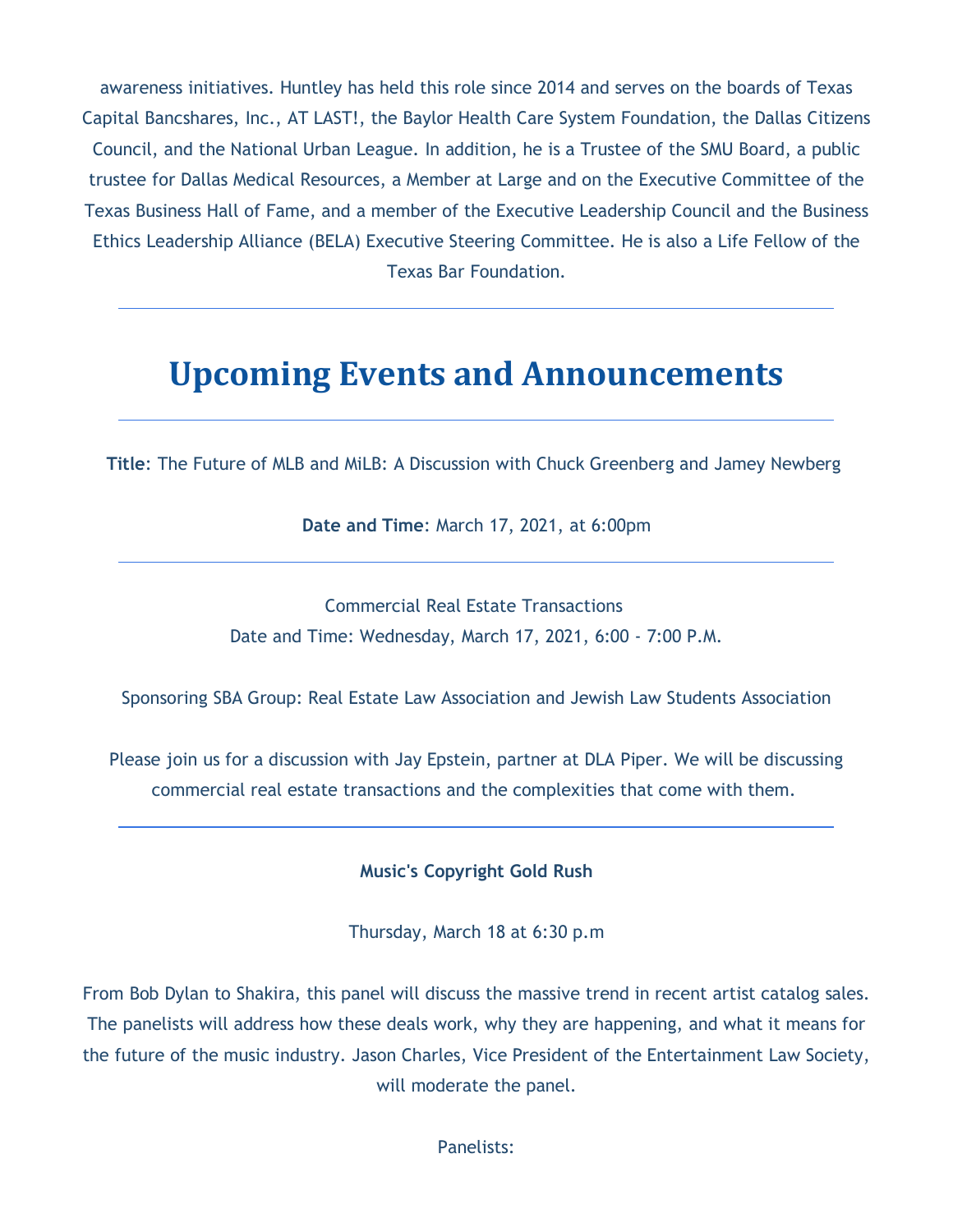awareness initiatives. Huntley has held this role since 2014 and serves on the boards of Texas Capital Bancshares, Inc., AT LAST!, the Baylor Health Care System Foundation, the Dallas Citizens Council, and the National Urban League. In addition, he is a Trustee of the SMU Board, a public trustee for Dallas Medical Resources, a Member at Large and on the Executive Committee of the Texas Business Hall of Fame, and a member of the Executive Leadership Council and the Business Ethics Leadership Alliance (BELA) Executive Steering Committee. He is also a Life Fellow of the Texas Bar Foundation.

---

# Upcoming Events and Announcements

---

**Title**: The Future of MLB and MiLB: A Discussion with Chuck Greenberg and Jamey Newberg

**Date and Time**: March 17, 2021, at 6:00pm

---

Commercial Real Estate Transactions
Date and Time: Wednesday, March 17, 2021, 6:00 - 7:00 P.M.

Sponsoring SBA Group: Real Estate Law Association and Jewish Law Students Association

Please join us for a discussion with Jay Epstein, partner at DLA Piper. We will be discussing commercial real estate transactions and the complexities that come with them.

---

**Music's Copyright Gold Rush**

Thursday, March 18 at 6:30 p.m

From Bob Dylan to Shakira, this panel will discuss the massive trend in recent artist catalog sales. The panelists will address how these deals work, why they are happening, and what it means for the future of the music industry. Jason Charles, Vice President of the Entertainment Law Society, will moderate the panel.

Panelists: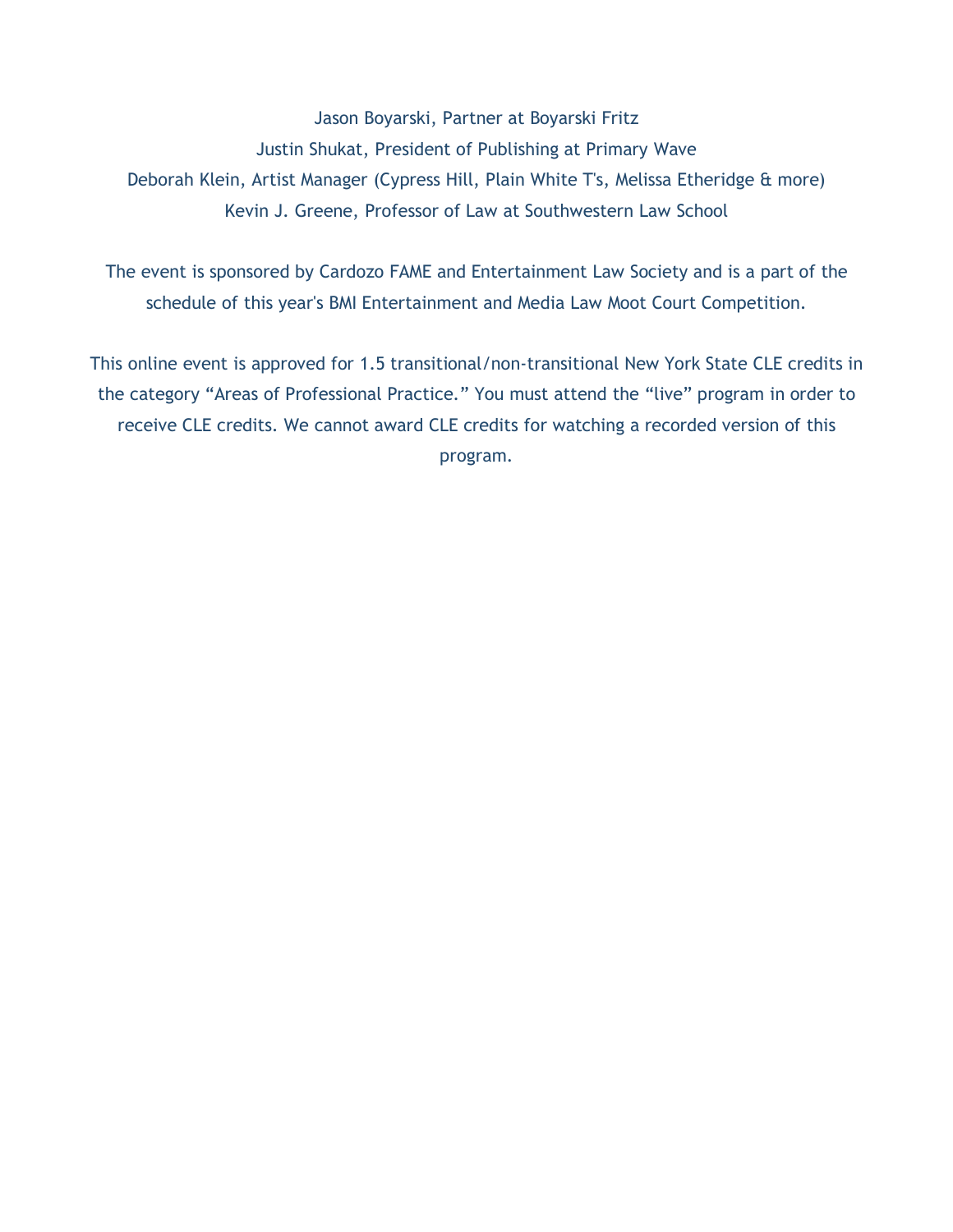Jason Boyarski, Partner at Boyarski Fritz
Justin Shukat, President of Publishing at Primary Wave
Deborah Klein, Artist Manager (Cypress Hill, Plain White T's, Melissa Etheridge & more)
Kevin J. Greene, Professor of Law at Southwestern Law School

The event is sponsored by Cardozo FAME and Entertainment Law Society and is a part of the schedule of this year's BMI Entertainment and Media Law Moot Court Competition.

This online event is approved for 1.5 transitional/non-transitional New York State CLE credits in the category "Areas of Professional Practice." You must attend the "live" program in order to receive CLE credits. We cannot award CLE credits for watching a recorded version of this program.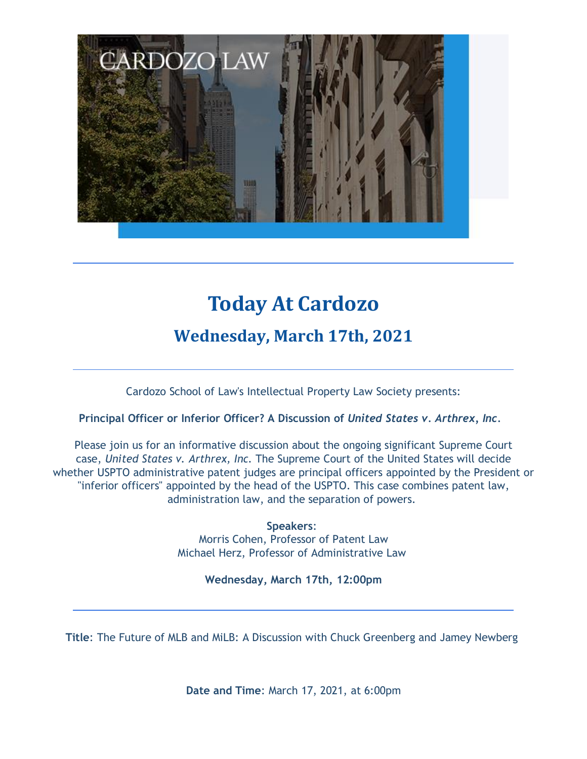# Today At Cardozo

## Wednesday, March 17th, 2021

---

Cardozo School of Law's Intellectual Property Law Society presents:

**Principal Officer or Inferior Officer? A Discussion of *United States v. Arthrex, Inc*.**

Please join us for an informative discussion about the ongoing significant Supreme Court case, *United States v. Arthrex, Inc.* The Supreme Court of the United States will decide whether USPTO administrative patent judges are principal officers appointed by the President or "inferior officers" appointed by the head of the USPTO. This case combines patent law, administration law, and the separation of powers.

**Speakers**:
Morris Cohen, Professor of Patent Law
Michael Herz, Professor of Administrative Law

**Wednesday, March 17th, 12:00pm**

---

**Title**: The Future of MLB and MiLB: A Discussion with Chuck Greenberg and Jamey Newberg

**Date and Time**: March 17, 2021, at 6:00pm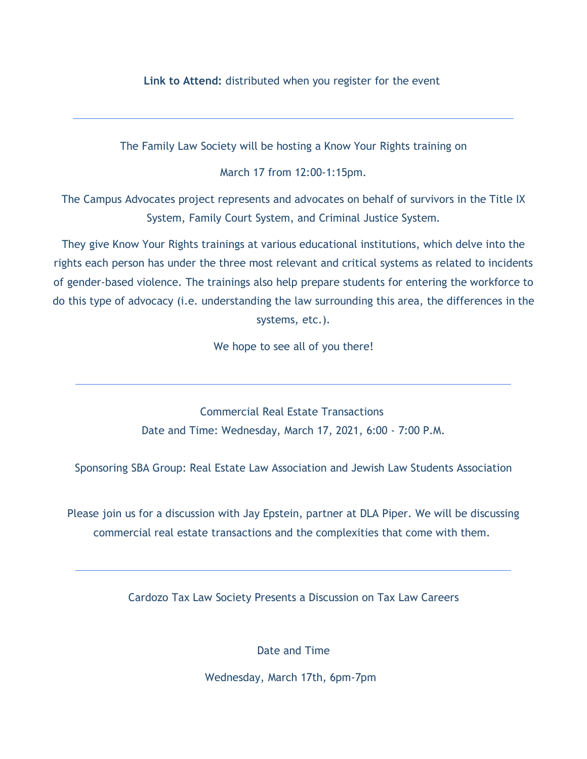**Link to Attend:** distributed when you register for the event

---

The Family Law Society will be hosting a Know Your Rights training on

March 17 from 12:00-1:15pm.

The Campus Advocates project represents and advocates on behalf of survivors in the Title IX System, Family Court System, and Criminal Justice System.

They give Know Your Rights trainings at various educational institutions, which delve into the rights each person has under the three most relevant and critical systems as related to incidents of gender-based violence. The trainings also help prepare students for entering the workforce to do this type of advocacy (i.e. understanding the law surrounding this area, the differences in the systems, etc.).

We hope to see all of you there!

---

Commercial Real Estate Transactions
Date and Time: Wednesday, March 17, 2021, 6:00 - 7:00 P.M.

Sponsoring SBA Group: Real Estate Law Association and Jewish Law Students Association

Please join us for a discussion with Jay Epstein, partner at DLA Piper. We will be discussing commercial real estate transactions and the complexities that come with them.

---

Cardozo Tax Law Society Presents a Discussion on Tax Law Careers

Date and Time

Wednesday, March 17th, 6pm-7pm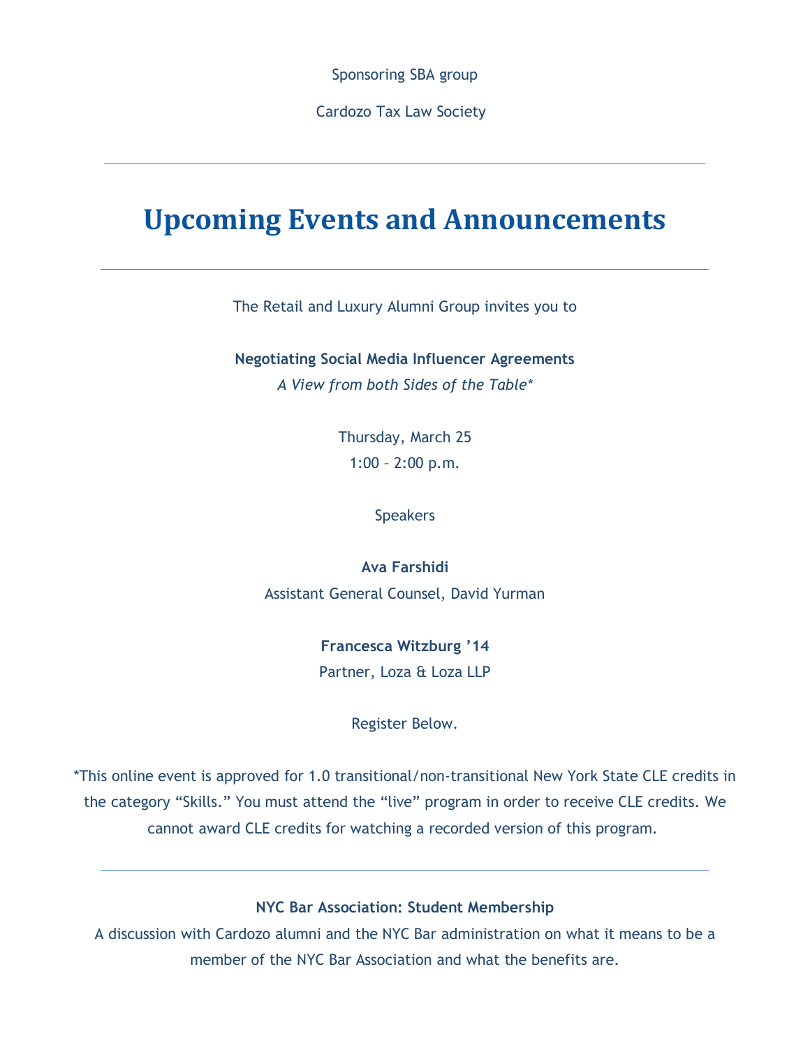Sponsoring SBA group

Cardozo Tax Law Society

---

# Upcoming Events and Announcements

---

The Retail and Luxury Alumni Group invites you to

**Negotiating Social Media Influencer Agreements**
*A View from both Sides of the Table**

Thursday, March 25
1:00 – 2:00 p.m.

Speakers

**Ava Farshidi**
Assistant General Counsel, David Yurman

**Francesca Witzburg ’14**
Partner, Loza & Loza LLP

Register Below.

*This online event is approved for 1.0 transitional/non-transitional New York State CLE credits in the category “Skills.” You must attend the “live” program in order to receive CLE credits. We cannot award CLE credits for watching a recorded version of this program.

---

**NYC Bar Association: Student Membership**
A discussion with Cardozo alumni and the NYC Bar administration on what it means to be a member of the NYC Bar Association and what the benefits are.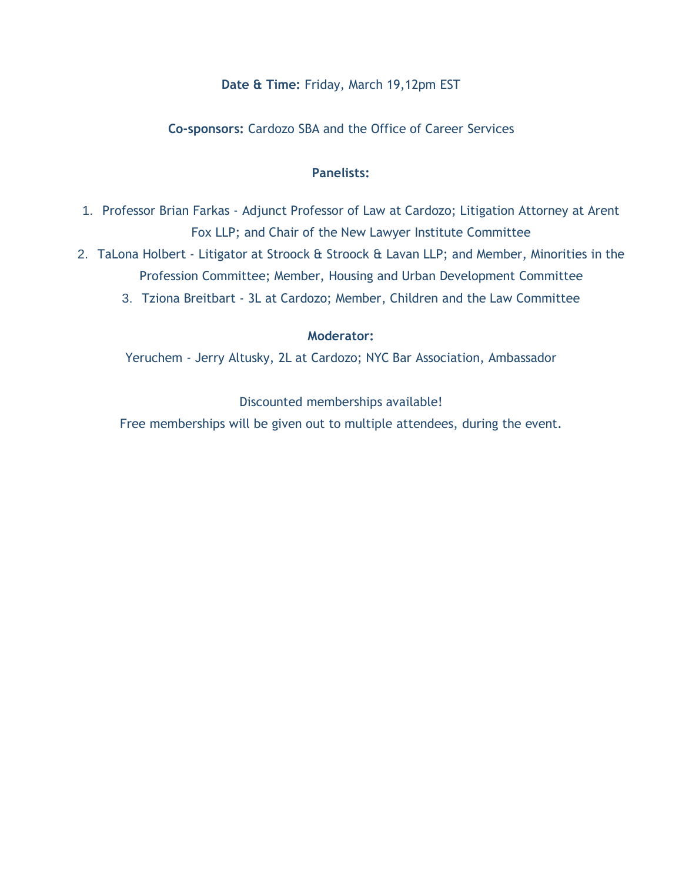**Date & Time:** Friday, March 19,12pm EST

**Co-sponsors:** Cardozo SBA and the Office of Career Services

**Panelists:**

1. Professor Brian Farkas - Adjunct Professor of Law at Cardozo; Litigation Attorney at Arent Fox LLP; and Chair of the New Lawyer Institute Committee
2. TaLona Holbert - Litigator at Stroock & Stroock & Lavan LLP; and Member, Minorities in the Profession Committee; Member, Housing and Urban Development Committee
3. Tziona Breitbart - 3L at Cardozo; Member, Children and the Law Committee

**Moderator:**

Yeruchem - Jerry Altusky, 2L at Cardozo; NYC Bar Association, Ambassador

Discounted memberships available!

Free memberships will be given out to multiple attendees, during the event.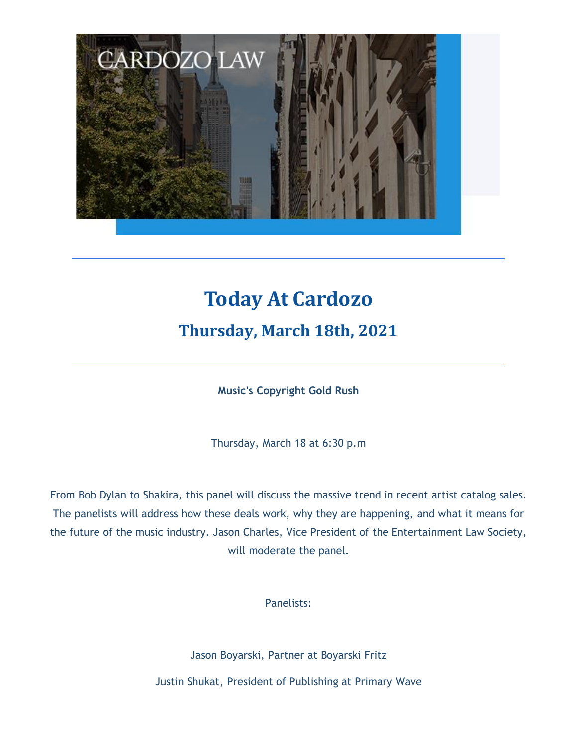# Today At Cardozo

## Thursday, March 18th, 2021

**Music's Copyright Gold Rush**

Thursday, March 18 at 6:30 p.m

From Bob Dylan to Shakira, this panel will discuss the massive trend in recent artist catalog sales. The panelists will address how these deals work, why they are happening, and what it means for the future of the music industry. Jason Charles, Vice President of the Entertainment Law Society, will moderate the panel.

Panelists:

Jason Boyarski, Partner at Boyarski Fritz

Justin Shukat, President of Publishing at Primary Wave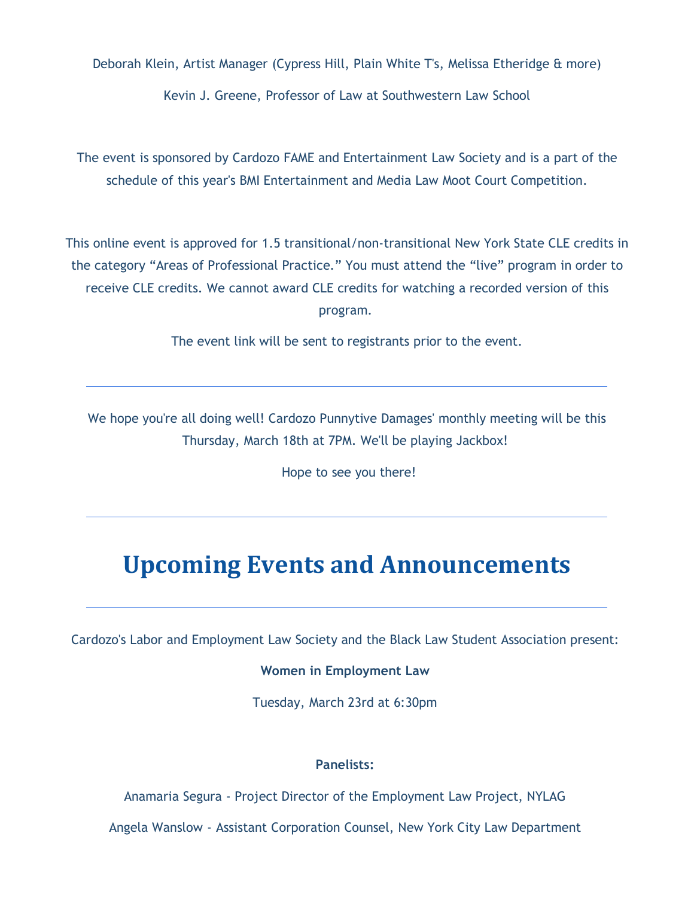Deborah Klein, Artist Manager (Cypress Hill, Plain White T's, Melissa Etheridge & more)

Kevin J. Greene, Professor of Law at Southwestern Law School

The event is sponsored by Cardozo FAME and Entertainment Law Society and is a part of the schedule of this year's BMI Entertainment and Media Law Moot Court Competition.

This online event is approved for 1.5 transitional/non-transitional New York State CLE credits in the category "Areas of Professional Practice." You must attend the "live" program in order to receive CLE credits. We cannot award CLE credits for watching a recorded version of this program.

The event link will be sent to registrants prior to the event.

---

We hope you're all doing well! Cardozo Punnytive Damages' monthly meeting will be this Thursday, March 18th at 7PM. We'll be playing Jackbox!

Hope to see you there!

---

# Upcoming Events and Announcements

---

Cardozo's Labor and Employment Law Society and the Black Law Student Association present:

**Women in Employment Law**

Tuesday, March 23rd at 6:30pm

**Panelists:**

Anamaria Segura - Project Director of the Employment Law Project, NYLAG

Angela Wanslow - Assistant Corporation Counsel, New York City Law Department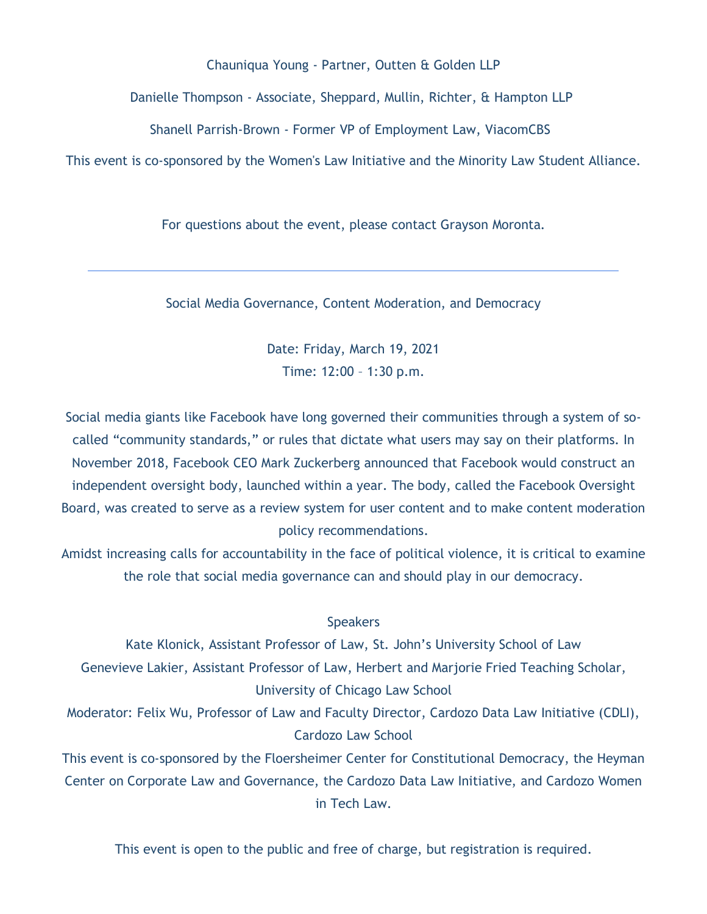Chauniqua Young - Partner, Outten & Golden LLP

Danielle Thompson - Associate, Sheppard, Mullin, Richter, & Hampton LLP

Shanell Parrish-Brown - Former VP of Employment Law, ViacomCBS

This event is co-sponsored by the Women's Law Initiative and the Minority Law Student Alliance.

For questions about the event, please contact Grayson Moronta.

---

## Social Media Governance, Content Moderation, and Democracy

Date: Friday, March 19, 2021
Time: 12:00 – 1:30 p.m.

Social media giants like Facebook have long governed their communities through a system of so-called "community standards," or rules that dictate what users may say on their platforms. In November 2018, Facebook CEO Mark Zuckerberg announced that Facebook would construct an independent oversight body, launched within a year. The body, called the Facebook Oversight Board, was created to serve as a review system for user content and to make content moderation policy recommendations.

Amidst increasing calls for accountability in the face of political violence, it is critical to examine the role that social media governance can and should play in our democracy.

Speakers

Kate Klonick, Assistant Professor of Law, St. John's University School of Law

Genevieve Lakier, Assistant Professor of Law, Herbert and Marjorie Fried Teaching Scholar, University of Chicago Law School

Moderator: Felix Wu, Professor of Law and Faculty Director, Cardozo Data Law Initiative (CDLI), Cardozo Law School

This event is co-sponsored by the Floersheimer Center for Constitutional Democracy, the Heyman Center on Corporate Law and Governance, the Cardozo Data Law Initiative, and Cardozo Women in Tech Law.

This event is open to the public and free of charge, but registration is required.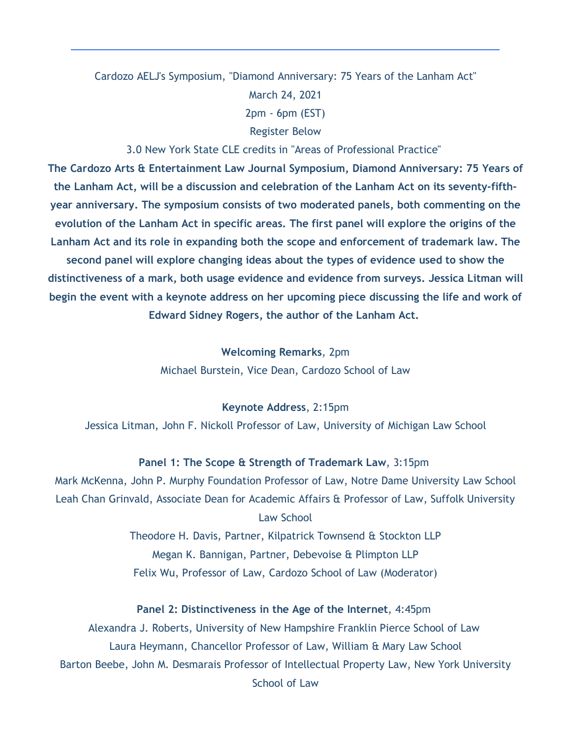---

Cardozo AELJ's Symposium, "Diamond Anniversary: 75 Years of the Lanham Act"

March 24, 2021

2pm - 6pm (EST)

Register Below

3.0 New York State CLE credits in "Areas of Professional Practice"

**The Cardozo Arts & Entertainment Law Journal Symposium, Diamond Anniversary: 75 Years of the Lanham Act, will be a discussion and celebration of the Lanham Act on its seventy-fifth-year anniversary. The symposium consists of two moderated panels, both commenting on the evolution of the Lanham Act in specific areas. The first panel will explore the origins of the Lanham Act and its role in expanding both the scope and enforcement of trademark law. The second panel will explore changing ideas about the types of evidence used to show the distinctiveness of a mark, both usage evidence and evidence from surveys. Jessica Litman will begin the event with a keynote address on her upcoming piece discussing the life and work of Edward Sidney Rogers, the author of the Lanham Act.**

**Welcoming Remarks**, 2pm

Michael Burstein, Vice Dean, Cardozo School of Law

**Keynote Address**, 2:15pm

Jessica Litman, John F. Nickoll Professor of Law, University of Michigan Law School

**Panel 1: The Scope & Strength of Trademark Law**, 3:15pm

Mark McKenna, John P. Murphy Foundation Professor of Law, Notre Dame University Law School

Leah Chan Grinvald, Associate Dean for Academic Affairs & Professor of Law, Suffolk University Law School

Theodore H. Davis, Partner, Kilpatrick Townsend & Stockton LLP

Megan K. Bannigan, Partner, Debevoise & Plimpton LLP

Felix Wu, Professor of Law, Cardozo School of Law (Moderator)

**Panel 2: Distinctiveness in the Age of the Internet**, 4:45pm

Alexandra J. Roberts, University of New Hampshire Franklin Pierce School of Law

Laura Heymann, Chancellor Professor of Law, William & Mary Law School

Barton Beebe, John M. Desmarais Professor of Intellectual Property Law, New York University School of Law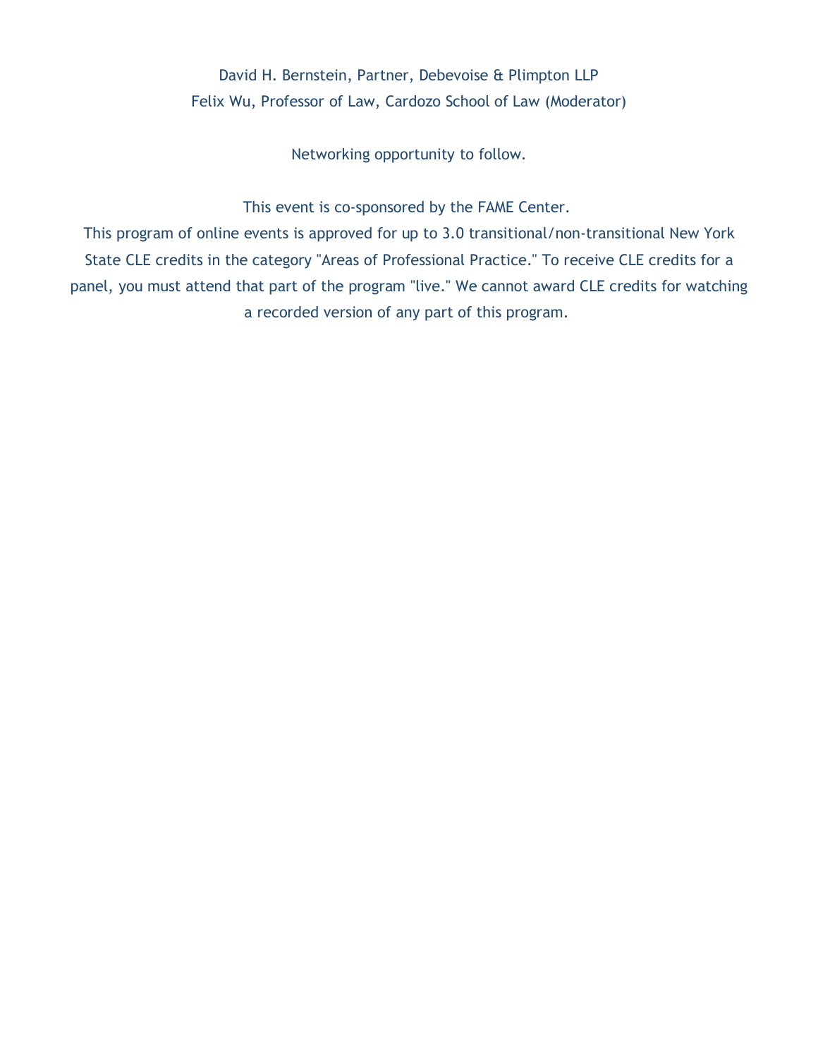David H. Bernstein, Partner, Debevoise & Plimpton LLP
Felix Wu, Professor of Law, Cardozo School of Law (Moderator)

Networking opportunity to follow.

This event is co-sponsored by the FAME Center.
This program of online events is approved for up to 3.0 transitional/non-transitional New York State CLE credits in the category "Areas of Professional Practice." To receive CLE credits for a panel, you must attend that part of the program "live." We cannot award CLE credits for watching a recorded version of any part of this program.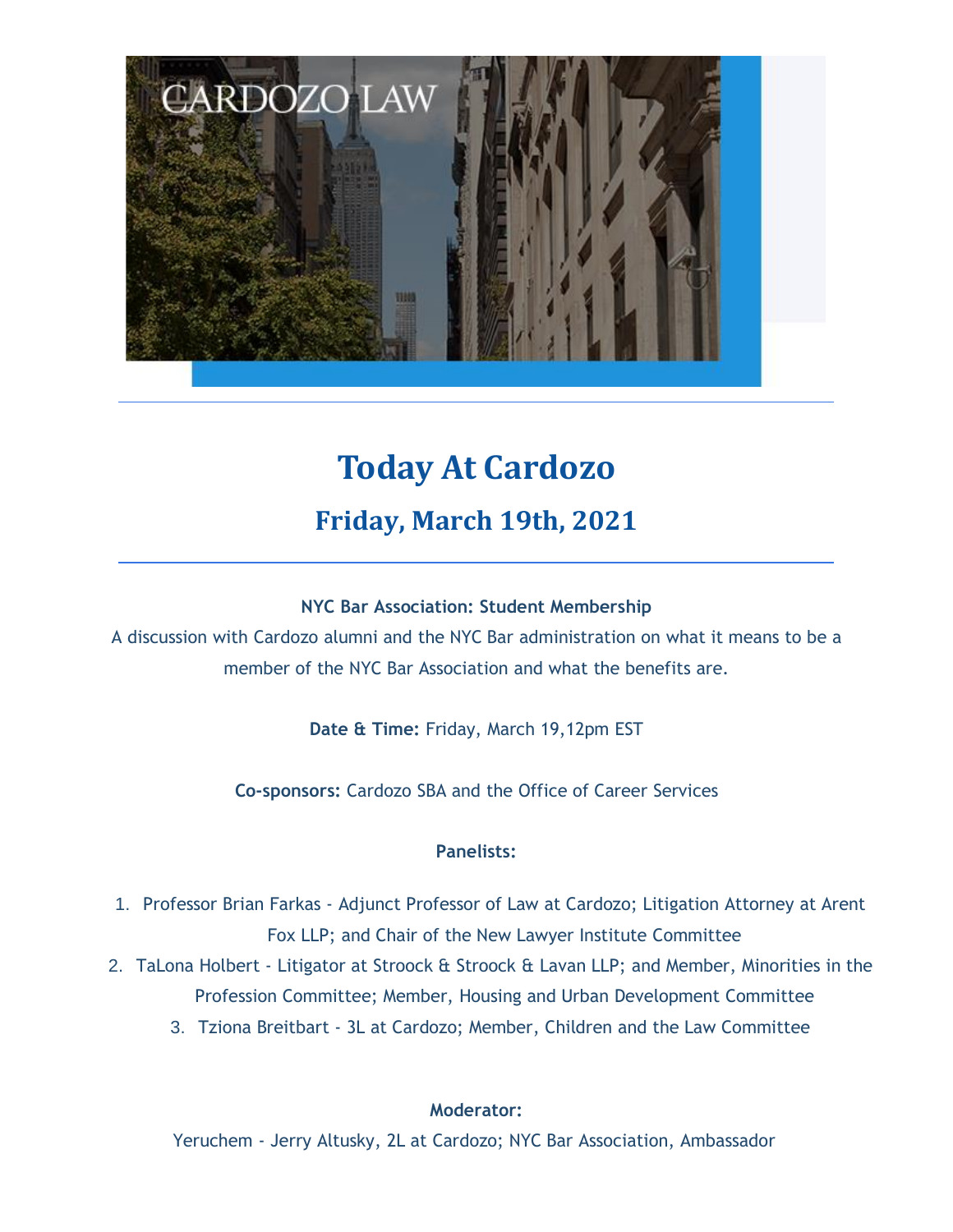# Today At Cardozo

## Friday, March 19th, 2021

**NYC Bar Association: Student Membership**

A discussion with Cardozo alumni and the NYC Bar administration on what it means to be a member of the NYC Bar Association and what the benefits are.

**Date & Time:** Friday, March 19,12pm EST

**Co-sponsors:** Cardozo SBA and the Office of Career Services

**Panelists:**

1. Professor Brian Farkas - Adjunct Professor of Law at Cardozo; Litigation Attorney at Arent Fox LLP; and Chair of the New Lawyer Institute Committee
2. TaLona Holbert - Litigator at Stroock & Stroock & Lavan LLP; and Member, Minorities in the Profession Committee; Member, Housing and Urban Development Committee
3. Tziona Breitbart - 3L at Cardozo; Member, Children and the Law Committee

**Moderator:**

Yeruchem - Jerry Altusky, 2L at Cardozo; NYC Bar Association, Ambassador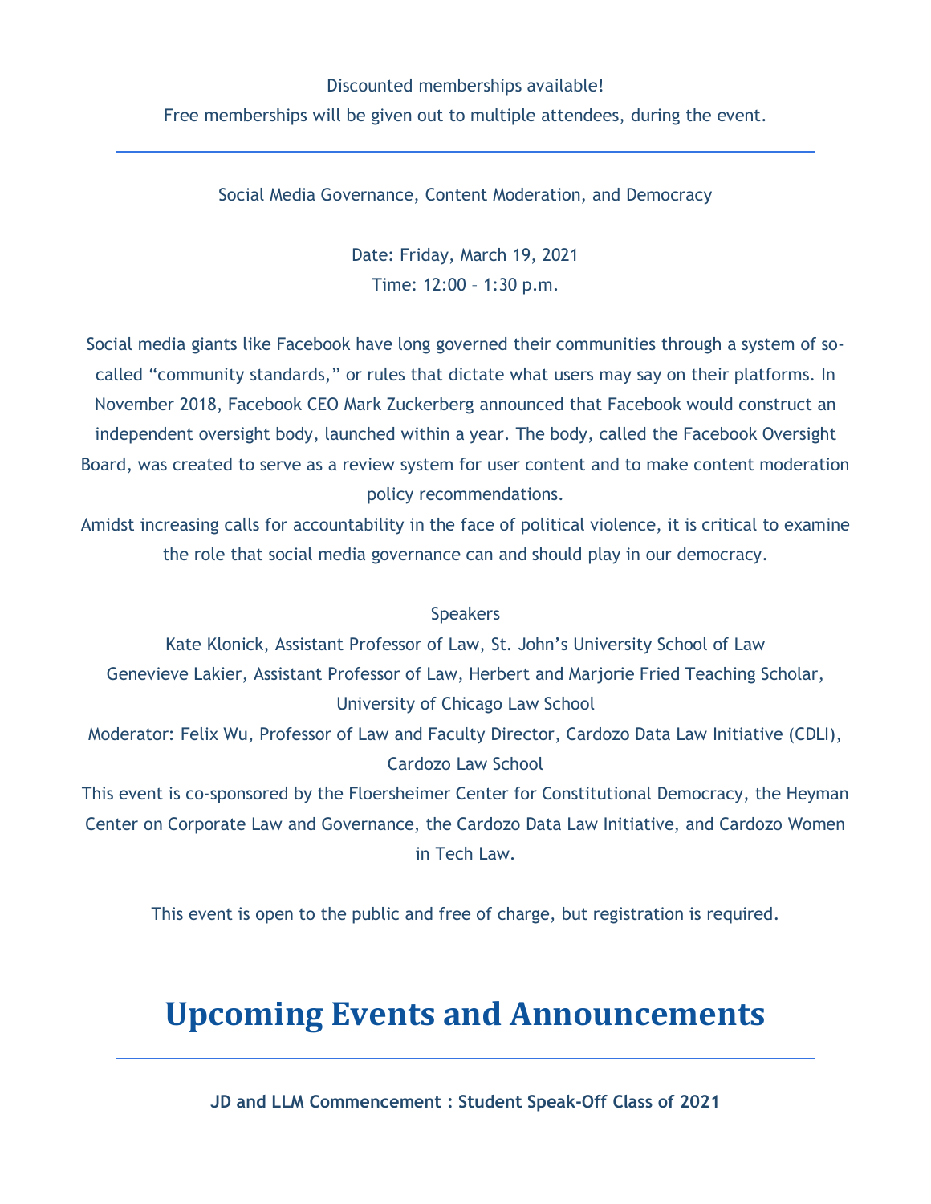Discounted memberships available!

Free memberships will be given out to multiple attendees, during the event.

---

Social Media Governance, Content Moderation, and Democracy

Date: Friday, March 19, 2021

Time: 12:00 – 1:30 p.m.

Social media giants like Facebook have long governed their communities through a system of so-called "community standards," or rules that dictate what users may say on their platforms. In November 2018, Facebook CEO Mark Zuckerberg announced that Facebook would construct an independent oversight body, launched within a year. The body, called the Facebook Oversight Board, was created to serve as a review system for user content and to make content moderation policy recommendations.

Amidst increasing calls for accountability in the face of political violence, it is critical to examine the role that social media governance can and should play in our democracy.

Speakers

Kate Klonick, Assistant Professor of Law, St. John's University School of Law

Genevieve Lakier, Assistant Professor of Law, Herbert and Marjorie Fried Teaching Scholar, University of Chicago Law School

Moderator: Felix Wu, Professor of Law and Faculty Director, Cardozo Data Law Initiative (CDLI), Cardozo Law School

This event is co-sponsored by the Floersheimer Center for Constitutional Democracy, the Heyman Center on Corporate Law and Governance, the Cardozo Data Law Initiative, and Cardozo Women in Tech Law.

This event is open to the public and free of charge, but registration is required.

---

# Upcoming Events and Announcements

---

**JD and LLM Commencement : Student Speak-Off Class of 2021**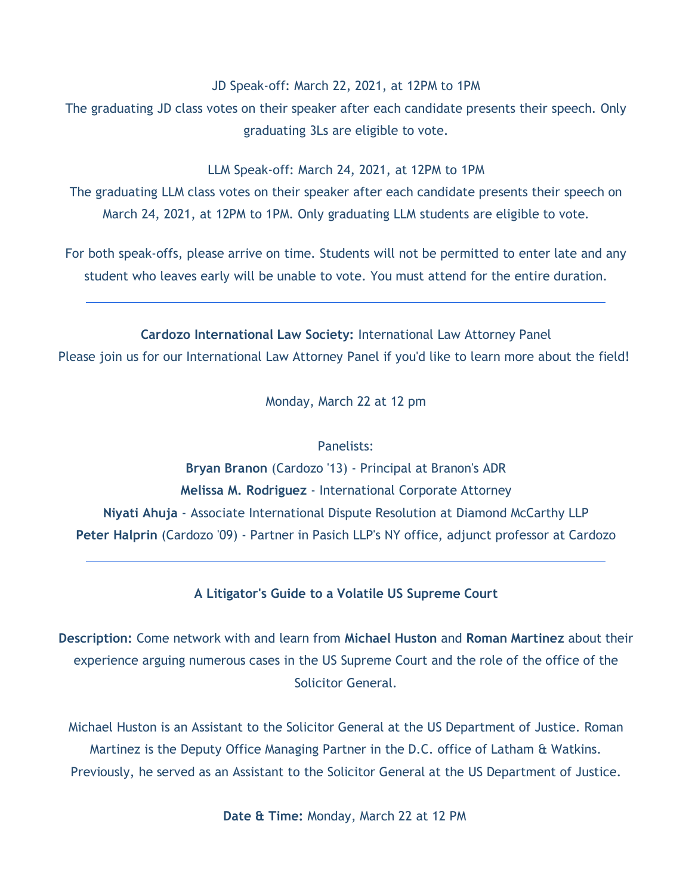JD Speak-off: March 22, 2021, at 12PM to 1PM

The graduating JD class votes on their speaker after each candidate presents their speech. Only graduating 3Ls are eligible to vote.

LLM Speak-off: March 24, 2021, at 12PM to 1PM

The graduating LLM class votes on their speaker after each candidate presents their speech on March 24, 2021, at 12PM to 1PM. Only graduating LLM students are eligible to vote.

For both speak-offs, please arrive on time. Students will not be permitted to enter late and any student who leaves early will be unable to vote. You must attend for the entire duration.

---

**Cardozo International Law Society:** International Law Attorney Panel

Please join us for our International Law Attorney Panel if you'd like to learn more about the field!

Monday, March 22 at 12 pm

Panelists:

**Bryan Branon** (Cardozo '13) - Principal at Branon's ADR

**Melissa M. Rodriguez** - International Corporate Attorney

**Niyati Ahuja** - Associate International Dispute Resolution at Diamond McCarthy LLP

**Peter Halprin** (Cardozo '09) - Partner in Pasich LLP's NY office, adjunct professor at Cardozo

---

**A Litigator's Guide to a Volatile US Supreme Court**

**Description:** Come network with and learn from **Michael Huston** and **Roman Martinez** about their experience arguing numerous cases in the US Supreme Court and the role of the office of the Solicitor General.

Michael Huston is an Assistant to the Solicitor General at the US Department of Justice. Roman Martinez is the Deputy Office Managing Partner in the D.C. office of Latham & Watkins. Previously, he served as an Assistant to the Solicitor General at the US Department of Justice.

**Date & Time:** Monday, March 22 at 12 PM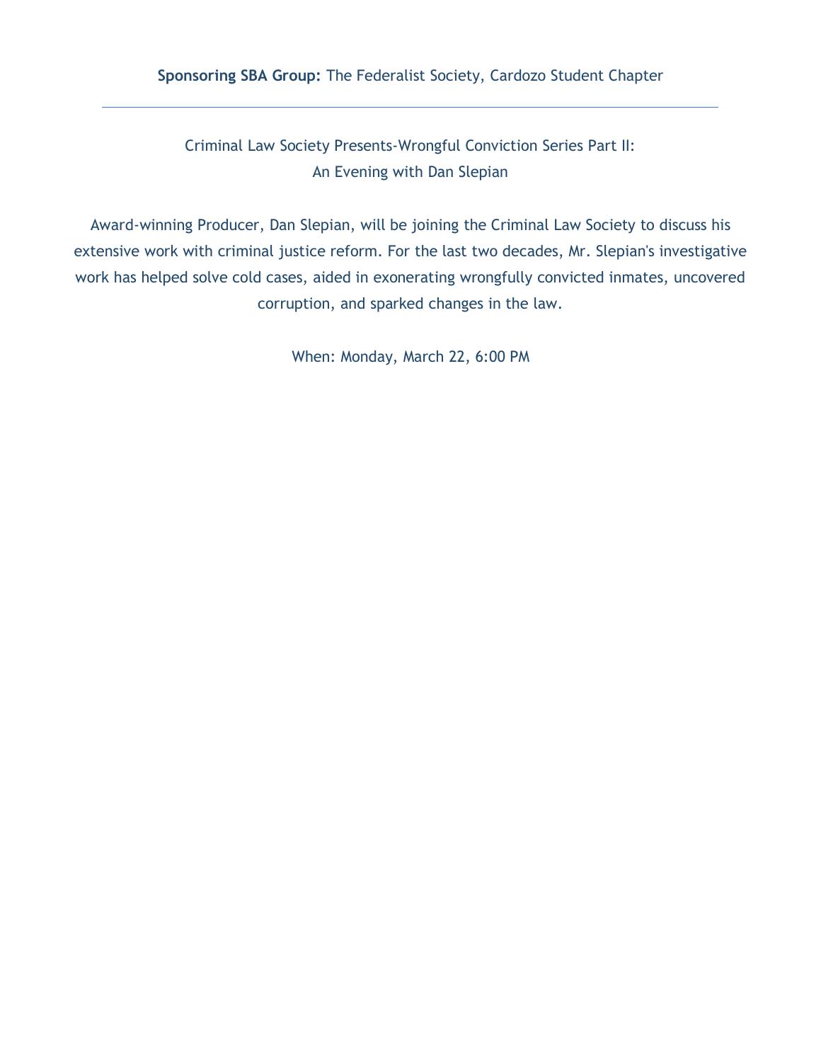**Sponsoring SBA Group:** The Federalist Society, Cardozo Student Chapter

---

Criminal Law Society Presents-Wrongful Conviction Series Part II:
An Evening with Dan Slepian

Award-winning Producer, Dan Slepian, will be joining the Criminal Law Society to discuss his extensive work with criminal justice reform. For the last two decades, Mr. Slepian's investigative work has helped solve cold cases, aided in exonerating wrongfully convicted inmates, uncovered corruption, and sparked changes in the law.

When: Monday, March 22, 6:00 PM